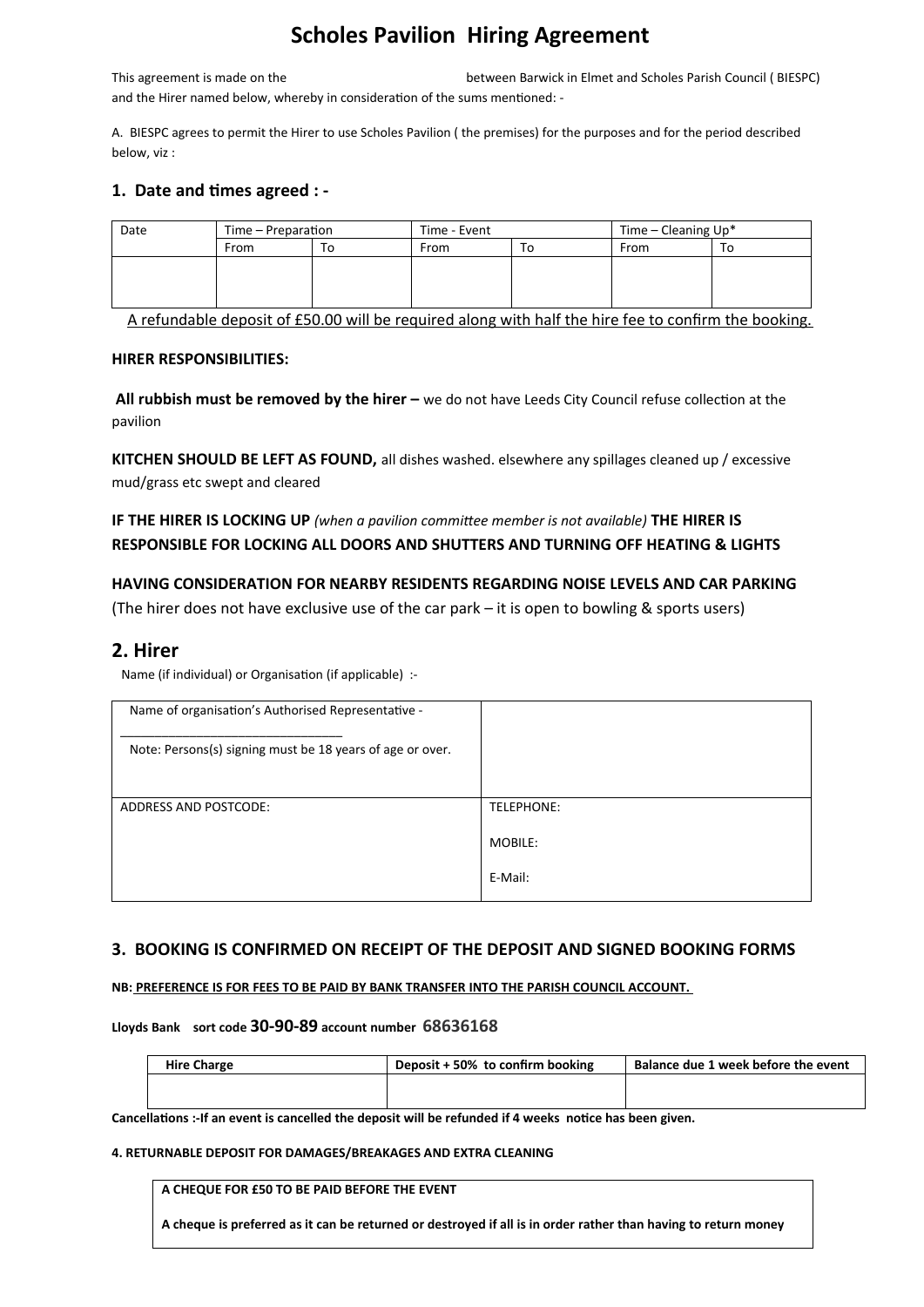# Scholes Pavilion Hiring Agreement

This agreement is made on the between Barwick in Elmet and Scholes Parish Council ( BIESPC) and the Hirer named below, whereby in consideration of the sums mentioned: -

A. BIESPC agrees to permit the Hirer to use Scholes Pavilion ( the premises) for the purposes and for the period described below, viz :

## 1. Date and times agreed : -

| Date | Time – Preparation | | Time - Event | | Time – Cleaning Up* | |
|---|---|---|---|---|---|---|
| | From | To | From | To | From | To |
| | | | | | | |

<u>A refundable deposit of £50.00 will be required along with half the hire fee to confirm the booking.</u>

**HIRER RESPONSIBILITIES:**

**All rubbish must be removed by the hirer –** we do not have Leeds City Council refuse collection at the pavilion

**KITCHEN SHOULD BE LEFT AS FOUND,** all dishes washed. elsewhere any spillages cleaned up / excessive mud/grass etc swept and cleared

**IF THE HIRER IS LOCKING UP** *(when a pavilion committee member is not available)* **THE HIRER IS RESPONSIBLE FOR LOCKING ALL DOORS AND SHUTTERS AND TURNING OFF HEATING & LIGHTS**

**HAVING CONSIDERATION FOR NEARBY RESIDENTS REGARDING NOISE LEVELS AND CAR PARKING**
(The hirer does not have exclusive use of the car park – it is open to bowling & sports users)

## 2. Hirer

Name (if individual) or Organisation (if applicable) :-

| Name of organisation's Authorised Representative - ______________________________ Note: Persons(s) signing must be 18 years of age or over. | |
|---|---|
| ADDRESS AND POSTCODE: | TELEPHONE: MOBILE: E-Mail: |

## 3. BOOKING IS CONFIRMED ON RECEIPT OF THE DEPOSIT AND SIGNED BOOKING FORMS

**NB: <u>PREFERENCE IS FOR FEES TO BE PAID BY BANK TRANSFER INTO THE PARISH COUNCIL ACCOUNT.</u>**

**Lloyds Bank sort code 30-90-89 account number 68636168**

| Hire Charge | Deposit + 50% to confirm booking | Balance due 1 week before the event |
|---|---|---|
| | | |

**Cancellations :-If an event is cancelled the deposit will be refunded if 4 weeks notice has been given.**

**4. RETURNABLE DEPOSIT FOR DAMAGES/BREAKAGES AND EXTRA CLEANING**

**A CHEQUE FOR £50 TO BE PAID BEFORE THE EVENT**

**A cheque is preferred as it can be returned or destroyed if all is in order rather than having to return money**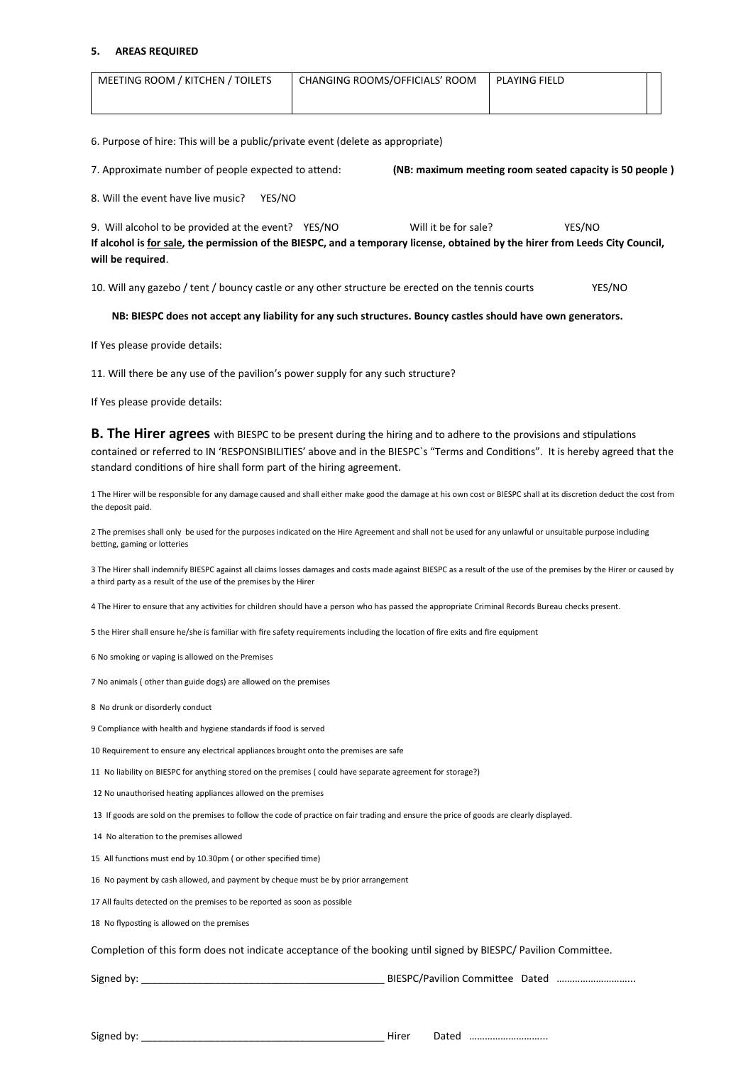**5. AREAS REQUIRED**

| | | | |
|---|---|---|---|
| MEETING ROOM / KITCHEN / TOILETS | CHANGING ROOMS/OFFICIALS' ROOM | PLAYING FIELD | |

6. Purpose of hire: This will be a public/private event (delete as appropriate)

7. Approximate number of people expected to attend: **(NB: maximum meeting room seated capacity is 50 people )**

8. Will the event have live music? YES/NO

9. Will alcohol to be provided at the event? YES/NO Will it be for sale? YES/NO

**If alcohol is <u>for sale</u>, the permission of the BIESPC, and a temporary license, obtained by the hirer from Leeds City Council, will be required**.

10. Will any gazebo / tent / bouncy castle or any other structure be erected on the tennis courts YES/NO

**NB: BIESPC does not accept any liability for any such structures. Bouncy castles should have own generators.**

If Yes please provide details:

11. Will there be any use of the pavilion's power supply for any such structure?

If Yes please provide details:

**B. The Hirer agrees** with BIESPC to be present during the hiring and to adhere to the provisions and stipulations contained or referred to IN 'RESPONSIBILITIES' above and in the BIESPC`s "Terms and Conditions". It is hereby agreed that the standard conditions of hire shall form part of the hiring agreement.

1 The Hirer will be responsible for any damage caused and shall either make good the damage at his own cost or BIESPC shall at its discretion deduct the cost from the deposit paid.

2 The premises shall only be used for the purposes indicated on the Hire Agreement and shall not be used for any unlawful or unsuitable purpose including betting, gaming or lotteries

3 The Hirer shall indemnify BIESPC against all claims losses damages and costs made against BIESPC as a result of the use of the premises by the Hirer or caused by a third party as a result of the use of the premises by the Hirer

4 The Hirer to ensure that any activities for children should have a person who has passed the appropriate Criminal Records Bureau checks present.

5 the Hirer shall ensure he/she is familiar with fire safety requirements including the location of fire exits and fire equipment

6 No smoking or vaping is allowed on the Premises

7 No animals ( other than guide dogs) are allowed on the premises

8 No drunk or disorderly conduct

9 Compliance with health and hygiene standards if food is served

10 Requirement to ensure any electrical appliances brought onto the premises are safe

11 No liability on BIESPC for anything stored on the premises ( could have separate agreement for storage?)

12 No unauthorised heating appliances allowed on the premises

13 If goods are sold on the premises to follow the code of practice on fair trading and ensure the price of goods are clearly displayed.

14 No alteration to the premises allowed

15 All functions must end by 10.30pm ( or other specified time)

16 No payment by cash allowed, and payment by cheque must be by prior arrangement

17 All faults detected on the premises to be reported as soon as possible

18 No flyposting is allowed on the premises

Completion of this form does not indicate acceptance of the booking until signed by BIESPC/ Pavilion Committee.

Signed by: ___________________________________________ BIESPC/Pavilion Committee Dated ………………………..

Signed by: ___________________________________________ Hirer Dated ………………………..